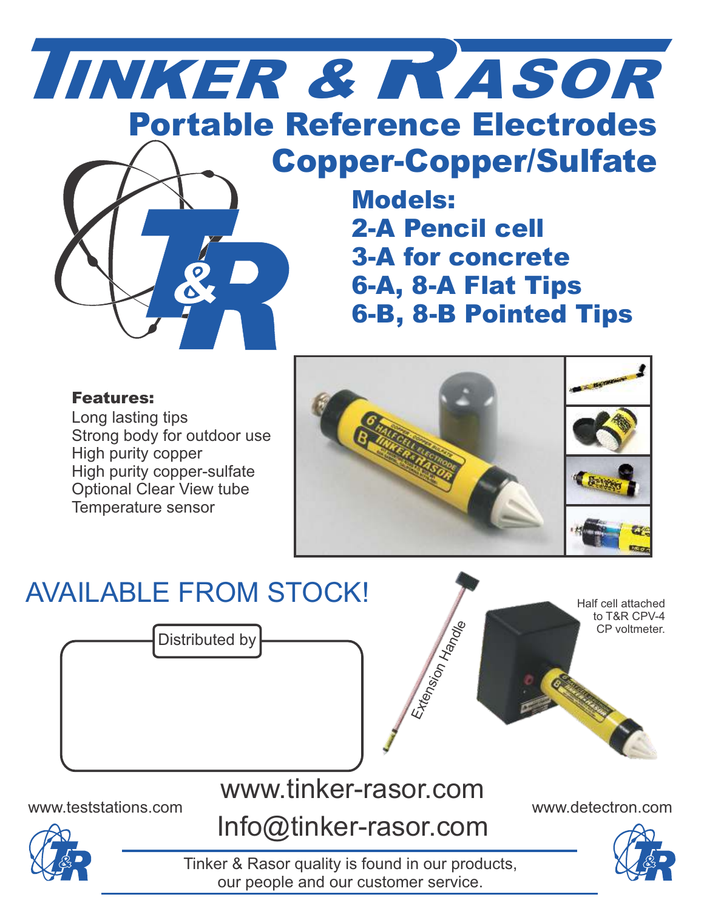# Tinker & Rasor

## Portable Reference Electrodes
## Copper-Copper/Sulfate

**Models:**
**2-A Pencil cell**
**3-A for concrete**
**6-A, 8-A Flat Tips**
**6-B, 8-B Pointed Tips**

**Features:**

Long lasting tips
Strong body for outdoor use
High purity copper
High purity copper-sulfate
Optional Clear View tube
Temperature sensor

AVAILABLE FROM STOCK!

Distributed by

Extension Handle

Half cell attached to T&R CPV-4 CP voltmeter.

www.tinker-rasor.com

Info@tinker-rasor.com

www.teststations.com

www.detectron.com

Tinker & Rasor quality is found in our products, our people and our customer service.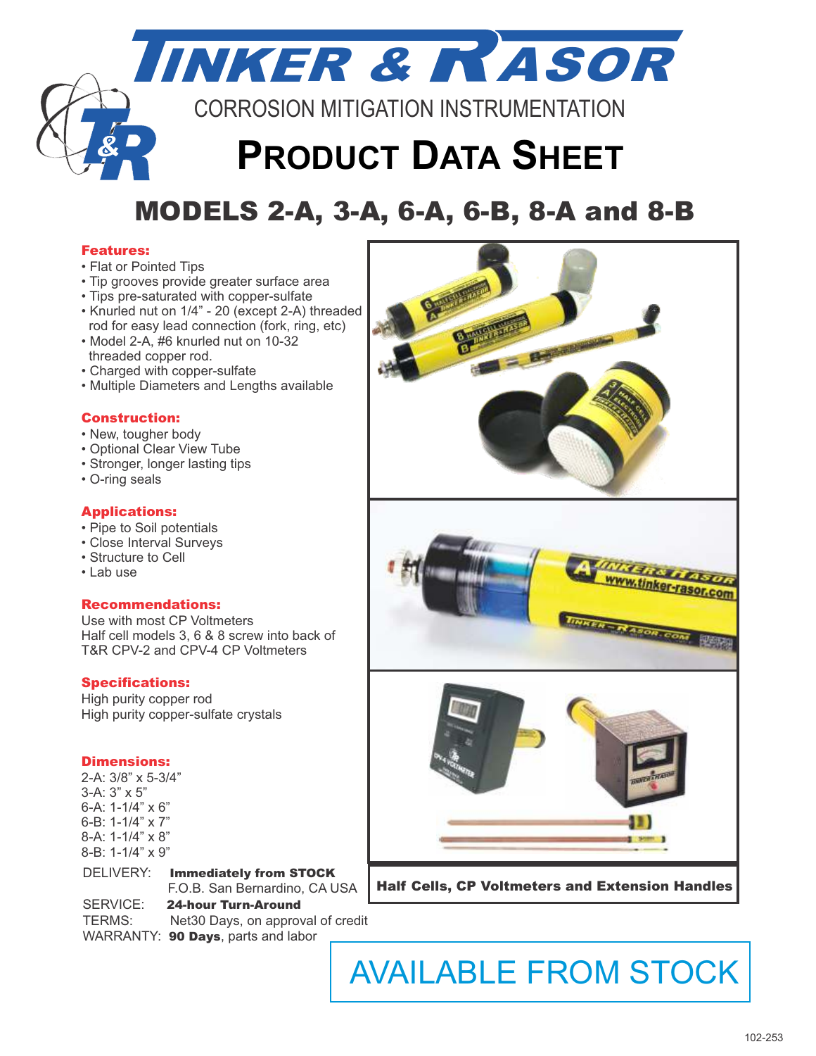# TINKER & RASOR

CORROSION MITIGATION INSTRUMENTATION

# PRODUCT DATA SHEET

## MODELS 2-A, 3-A, 6-A, 6-B, 8-A and 8-B

### Features:

- Flat or Pointed Tips
- Tip grooves provide greater surface area
- Tips pre-saturated with copper-sulfate
- Knurled nut on 1/4" - 20 (except 2-A) threaded rod for easy lead connection (fork, ring, etc)
- Model 2-A, #6 knurled nut on 10-32 threaded copper rod.
- Charged with copper-sulfate
- Multiple Diameters and Lengths available

### Construction:

- New, tougher body
- Optional Clear View Tube
- Stronger, longer lasting tips
- O-ring seals

### Applications:

- Pipe to Soil potentials
- Close Interval Surveys
- Structure to Cell
- Lab use

### Recommendations:

Use with most CP Voltmeters
Half cell models 3, 6 & 8 screw into back of T&R CPV-2 and CPV-4 CP Voltmeters

### Specifications:

High purity copper rod
High purity copper-sulfate crystals

### Dimensions:

2-A: 3/8" x 5-3/4"
3-A: 3" x 5"
6-A: 1-1/4" x 6"
6-B: 1-1/4" x 7"
8-A: 1-1/4" x 8"
8-B: 1-1/4" x 9"

DELIVERY: **Immediately from STOCK**
F.O.B. San Bernardino, CA USA
SERVICE: **24-hour Turn-Around**
TERMS: Net30 Days, on approval of credit
WARRANTY: **90 Days**, parts and labor

**Half Cells, CP Voltmeters and Extension Handles**

AVAILABLE FROM STOCK

102-253